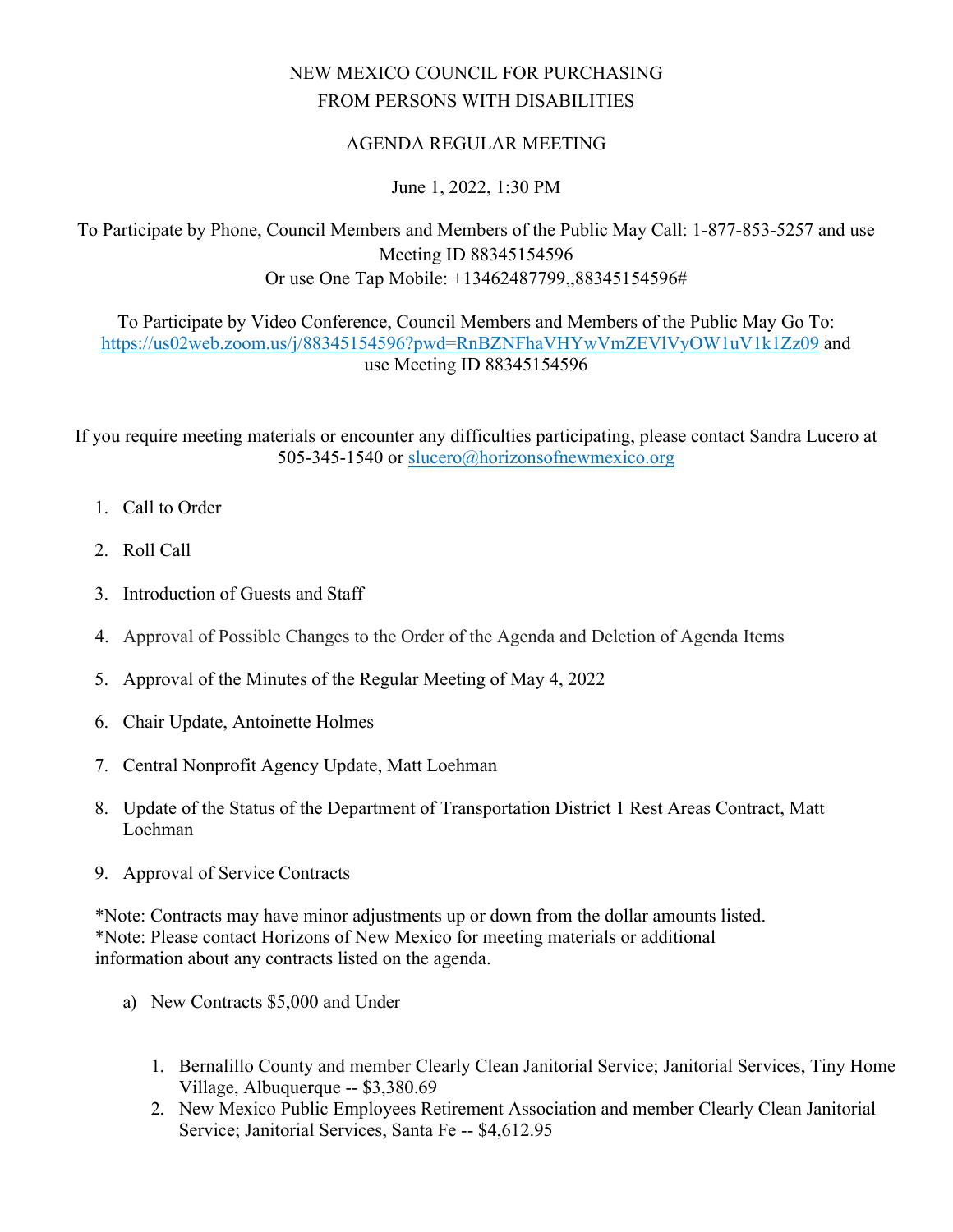# NEW MEXICO COUNCIL FOR PURCHASING FROM PERSONS WITH DISABILITIES

## AGENDA REGULAR MEETING

June 1, 2022, 1:30 PM

To Participate by Phone, Council Members and Members of the Public May Call: 1-877-853-5257 and use Meeting ID 88345154596
Or use One Tap Mobile: +13462487799,,88345154596#

To Participate by Video Conference, Council Members and Members of the Public May Go To: https://us02web.zoom.us/j/88345154596?pwd=RnBZNFhaVHYwVmZEVlVyOW1uV1k1Zz09 and use Meeting ID 88345154596

If you require meeting materials or encounter any difficulties participating, please contact Sandra Lucero at 505-345-1540 or slucero@horizonsofnewmexico.org

1. Call to Order
2. Roll Call
3. Introduction of Guests and Staff
4. Approval of Possible Changes to the Order of the Agenda and Deletion of Agenda Items
5. Approval of the Minutes of the Regular Meeting of May 4, 2022
6. Chair Update, Antoinette Holmes
7. Central Nonprofit Agency Update, Matt Loehman
8. Update of the Status of the Department of Transportation District 1 Rest Areas Contract, Matt Loehman
9. Approval of Service Contracts

*Note: Contracts may have minor adjustments up or down from the dollar amounts listed.
*Note: Please contact Horizons of New Mexico for meeting materials or additional information about any contracts listed on the agenda.

a) New Contracts $5,000 and Under

1. Bernalillo County and member Clearly Clean Janitorial Service; Janitorial Services, Tiny Home Village, Albuquerque -- $3,380.69
2. New Mexico Public Employees Retirement Association and member Clearly Clean Janitorial Service; Janitorial Services, Santa Fe -- $4,612.95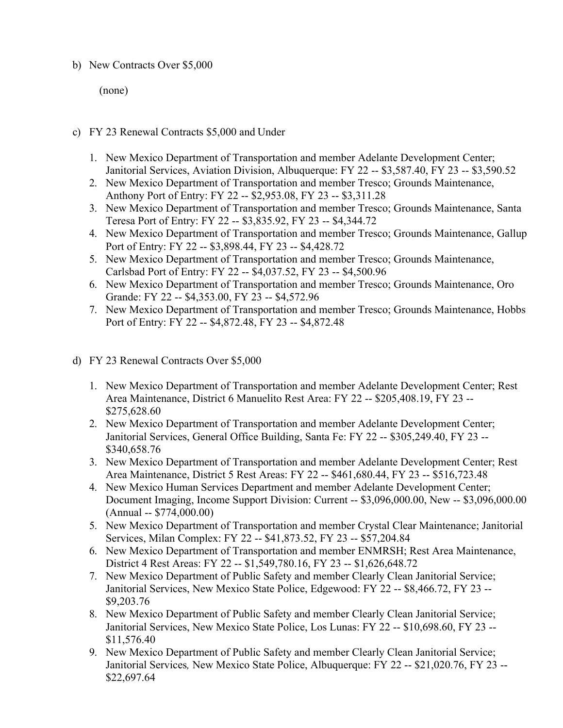b) New Contracts Over $5,000

(none)

c) FY 23 Renewal Contracts $5,000 and Under

1. New Mexico Department of Transportation and member Adelante Development Center; Janitorial Services, Aviation Division, Albuquerque: FY 22 -- $3,587.40, FY 23 -- $3,590.52
2. New Mexico Department of Transportation and member Tresco; Grounds Maintenance, Anthony Port of Entry: FY 22 -- $2,953.08, FY 23 -- $3,311.28
3. New Mexico Department of Transportation and member Tresco; Grounds Maintenance, Santa Teresa Port of Entry: FY 22 -- $3,835.92, FY 23 -- $4,344.72
4. New Mexico Department of Transportation and member Tresco; Grounds Maintenance, Gallup Port of Entry: FY 22 -- $3,898.44, FY 23 -- $4,428.72
5. New Mexico Department of Transportation and member Tresco; Grounds Maintenance, Carlsbad Port of Entry: FY 22 -- $4,037.52, FY 23 -- $4,500.96
6. New Mexico Department of Transportation and member Tresco; Grounds Maintenance, Oro Grande: FY 22 -- $4,353.00, FY 23 -- $4,572.96
7. New Mexico Department of Transportation and member Tresco; Grounds Maintenance, Hobbs Port of Entry: FY 22 -- $4,872.48, FY 23 -- $4,872.48

d) FY 23 Renewal Contracts Over $5,000

1. New Mexico Department of Transportation and member Adelante Development Center; Rest Area Maintenance, District 6 Manuelito Rest Area: FY 22 -- $205,408.19, FY 23 -- $275,628.60
2. New Mexico Department of Transportation and member Adelante Development Center; Janitorial Services, General Office Building, Santa Fe: FY 22 -- $305,249.40, FY 23 -- $340,658.76
3. New Mexico Department of Transportation and member Adelante Development Center; Rest Area Maintenance, District 5 Rest Areas: FY 22 -- $461,680.44, FY 23 -- $516,723.48
4. New Mexico Human Services Department and member Adelante Development Center; Document Imaging, Income Support Division: Current -- $3,096,000.00, New -- $3,096,000.00 (Annual -- $774,000.00)
5. New Mexico Department of Transportation and member Crystal Clear Maintenance; Janitorial Services, Milan Complex: FY 22 -- $41,873.52, FY 23 -- $57,204.84
6. New Mexico Department of Transportation and member ENMRSH; Rest Area Maintenance, District 4 Rest Areas: FY 22 -- $1,549,780.16, FY 23 -- $1,626,648.72
7. New Mexico Department of Public Safety and member Clearly Clean Janitorial Service; Janitorial Services, New Mexico State Police, Edgewood: FY 22 -- $8,466.72, FY 23 -- $9,203.76
8. New Mexico Department of Public Safety and member Clearly Clean Janitorial Service; Janitorial Services, New Mexico State Police, Los Lunas: FY 22 -- $10,698.60, FY 23 -- $11,576.40
9. New Mexico Department of Public Safety and member Clearly Clean Janitorial Service; Janitorial Services, New Mexico State Police, Albuquerque: FY 22 -- $21,020.76, FY 23 -- $22,697.64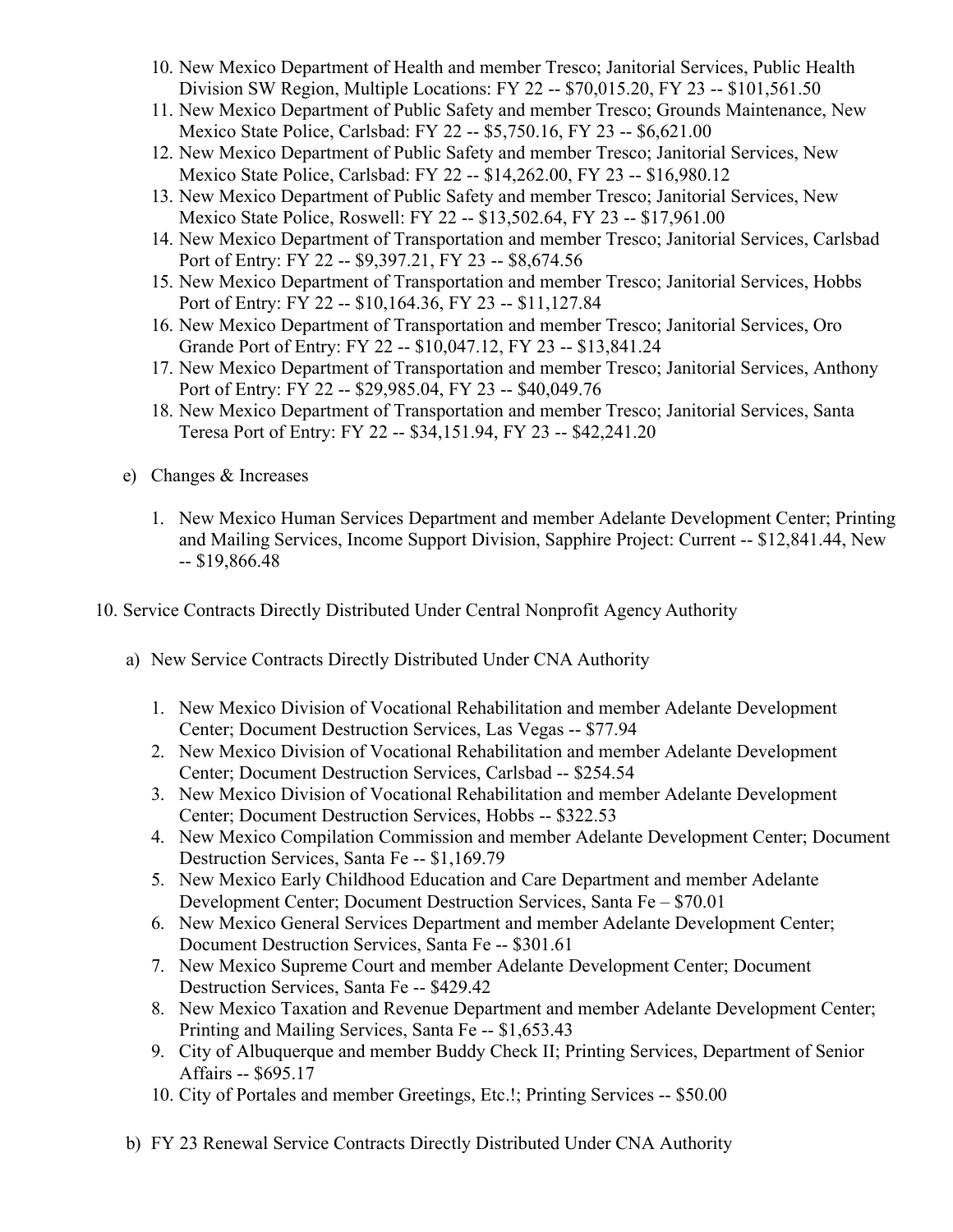10. New Mexico Department of Health and member Tresco; Janitorial Services, Public Health Division SW Region, Multiple Locations: FY 22 -- $70,015.20, FY 23 -- $101,561.50
11. New Mexico Department of Public Safety and member Tresco; Grounds Maintenance, New Mexico State Police, Carlsbad: FY 22 -- $5,750.16, FY 23 -- $6,621.00
12. New Mexico Department of Public Safety and member Tresco; Janitorial Services, New Mexico State Police, Carlsbad: FY 22 -- $14,262.00, FY 23 -- $16,980.12
13. New Mexico Department of Public Safety and member Tresco; Janitorial Services, New Mexico State Police, Roswell: FY 22 -- $13,502.64, FY 23 -- $17,961.00
14. New Mexico Department of Transportation and member Tresco; Janitorial Services, Carlsbad Port of Entry: FY 22 -- $9,397.21, FY 23 -- $8,674.56
15. New Mexico Department of Transportation and member Tresco; Janitorial Services, Hobbs Port of Entry: FY 22 -- $10,164.36, FY 23 -- $11,127.84
16. New Mexico Department of Transportation and member Tresco; Janitorial Services, Oro Grande Port of Entry: FY 22 -- $10,047.12, FY 23 -- $13,841.24
17. New Mexico Department of Transportation and member Tresco; Janitorial Services, Anthony Port of Entry: FY 22 -- $29,985.04, FY 23 -- $40,049.76
18. New Mexico Department of Transportation and member Tresco; Janitorial Services, Santa Teresa Port of Entry: FY 22 -- $34,151.94, FY 23 -- $42,241.20

e) Changes & Increases

1. New Mexico Human Services Department and member Adelante Development Center; Printing and Mailing Services, Income Support Division, Sapphire Project: Current -- $12,841.44, New -- $19,866.48

10. Service Contracts Directly Distributed Under Central Nonprofit Agency Authority

a) New Service Contracts Directly Distributed Under CNA Authority

1. New Mexico Division of Vocational Rehabilitation and member Adelante Development Center; Document Destruction Services, Las Vegas -- $77.94
2. New Mexico Division of Vocational Rehabilitation and member Adelante Development Center; Document Destruction Services, Carlsbad -- $254.54
3. New Mexico Division of Vocational Rehabilitation and member Adelante Development Center; Document Destruction Services, Hobbs -- $322.53
4. New Mexico Compilation Commission and member Adelante Development Center; Document Destruction Services, Santa Fe -- $1,169.79
5. New Mexico Early Childhood Education and Care Department and member Adelante Development Center; Document Destruction Services, Santa Fe – $70.01
6. New Mexico General Services Department and member Adelante Development Center; Document Destruction Services, Santa Fe -- $301.61
7. New Mexico Supreme Court and member Adelante Development Center; Document Destruction Services, Santa Fe -- $429.42
8. New Mexico Taxation and Revenue Department and member Adelante Development Center; Printing and Mailing Services, Santa Fe -- $1,653.43
9. City of Albuquerque and member Buddy Check II; Printing Services, Department of Senior Affairs -- $695.17
10. City of Portales and member Greetings, Etc.!; Printing Services -- $50.00

b) FY 23 Renewal Service Contracts Directly Distributed Under CNA Authority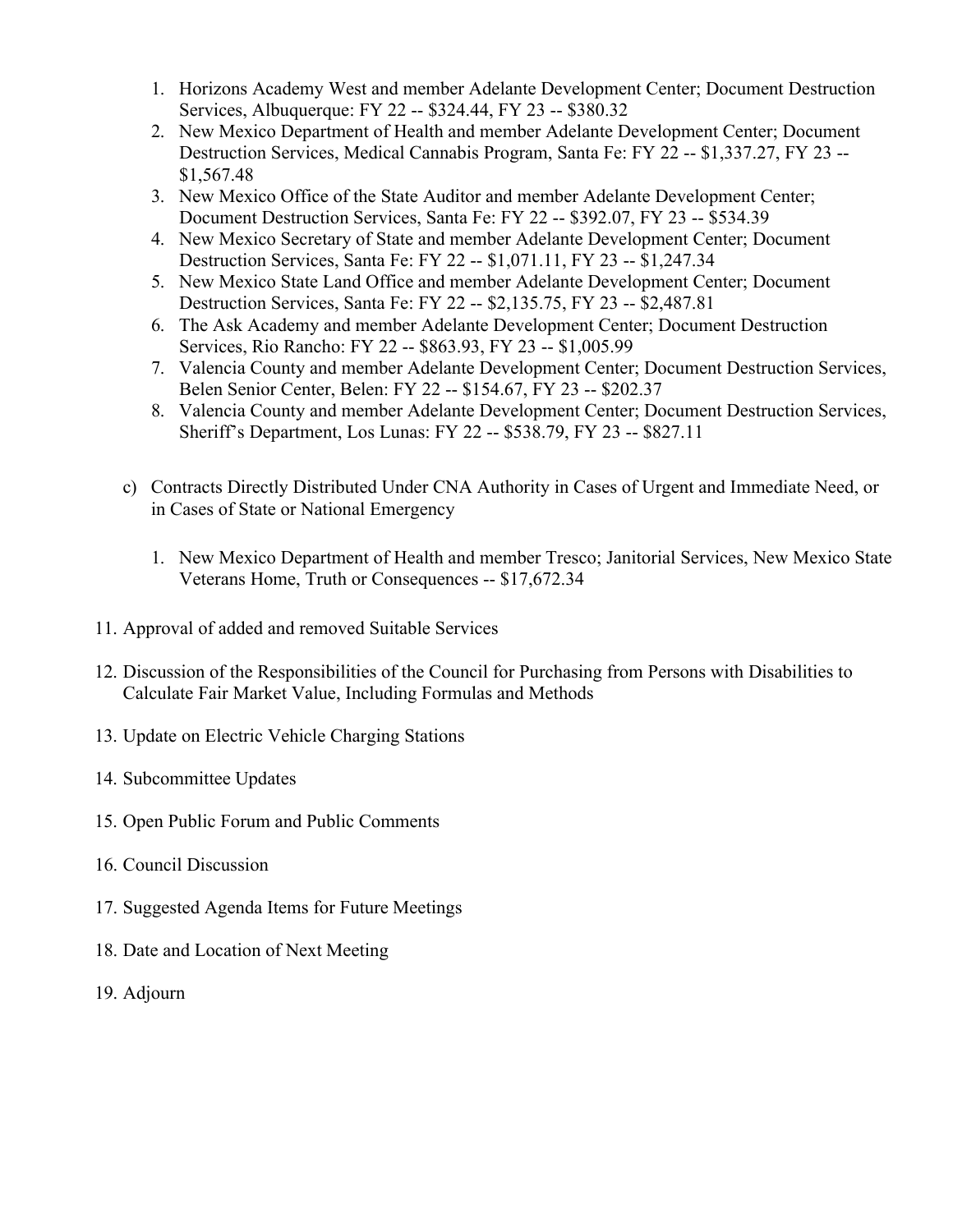1. Horizons Academy West and member Adelante Development Center; Document Destruction Services, Albuquerque: FY 22 -- $324.44, FY 23 -- $380.32
2. New Mexico Department of Health and member Adelante Development Center; Document Destruction Services, Medical Cannabis Program, Santa Fe: FY 22 -- $1,337.27, FY 23 -- $1,567.48
3. New Mexico Office of the State Auditor and member Adelante Development Center; Document Destruction Services, Santa Fe: FY 22 -- $392.07, FY 23 -- $534.39
4. New Mexico Secretary of State and member Adelante Development Center; Document Destruction Services, Santa Fe: FY 22 -- $1,071.11, FY 23 -- $1,247.34
5. New Mexico State Land Office and member Adelante Development Center; Document Destruction Services, Santa Fe: FY 22 -- $2,135.75, FY 23 -- $2,487.81
6. The Ask Academy and member Adelante Development Center; Document Destruction Services, Rio Rancho: FY 22 -- $863.93, FY 23 -- $1,005.99
7. Valencia County and member Adelante Development Center; Document Destruction Services, Belen Senior Center, Belen: FY 22 -- $154.67, FY 23 -- $202.37
8. Valencia County and member Adelante Development Center; Document Destruction Services, Sheriff's Department, Los Lunas: FY 22 -- $538.79, FY 23 -- $827.11

c) Contracts Directly Distributed Under CNA Authority in Cases of Urgent and Immediate Need, or in Cases of State or National Emergency

   1. New Mexico Department of Health and member Tresco; Janitorial Services, New Mexico State Veterans Home, Truth or Consequences -- $17,672.34

11. Approval of added and removed Suitable Services

12. Discussion of the Responsibilities of the Council for Purchasing from Persons with Disabilities to Calculate Fair Market Value, Including Formulas and Methods

13. Update on Electric Vehicle Charging Stations

14. Subcommittee Updates

15. Open Public Forum and Public Comments

16. Council Discussion

17. Suggested Agenda Items for Future Meetings

18. Date and Location of Next Meeting

19. Adjourn